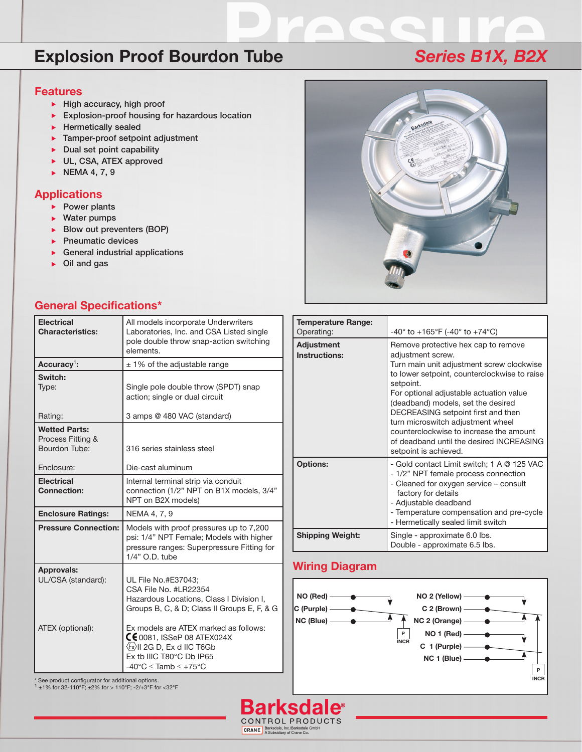Pressure

# Explosion Proof Bourdon Tube

## *Series B1X, B2X*

## Features

- High accuracy, high proof
- Explosion-proof housing for hazardous location
- Hermetically sealed
- Tamper-proof setpoint adjustment
- Dual set point capability
- UL, CSA, ATEX approved
- NEMA 4, 7, 9

## Applications

- Power plants
- Water pumps
- Blow out preventers (BOP)
- Pneumatic devices
- General industrial applications
- Oil and gas

## General Specifications*

| | |
|---|---|
| **Electrical Characteristics:** | All models incorporate Underwriters Laboratories, Inc. and CSA Listed single pole double throw snap-action switching elements. |
| **Accuracy**[1]**:** | ± 1% of the adjustable range |
| **Switch:** | |
| Type: | Single pole double throw (SPDT) snap action; single or dual circuit |
| Rating: | 3 amps @ 480 VAC (standard) |
| **Wetted Parts:** | |
| Process Fitting & Bourdon Tube: | 316 series stainless steel |
| Enclosure: | Die-cast aluminum |
| **Electrical Connection:** | Internal terminal strip via conduit connection (1/2" NPT on B1X models, 3/4" NPT on B2X models) |
| **Enclosure Ratings:** | NEMA 4, 7, 9 |
| **Pressure Connection:** | Models with proof pressures up to 7,200 psi: 1/4" NPT Female; Models with higher pressure ranges: Superpressure Fitting for 1/4" O.D. tube |
| **Approvals:** | |
| UL/CSA (standard): | UL File No.#E37043; CSA File No. #LR22354 Hazardous Locations, Class I Division I, Groups B, C, & D; Class II Groups E, F, & G |
| ATEX (optional): | Ex models are ATEX marked as follows: CE 0081, ISSeP 08 ATEX024X Ex II 2G D, Ex d IIC T6Gb Ex tb IIIC T80°C Db IP65 -40°C ≤ Tamb ≤ +75°C |

* See product configurator for additional options.
[1] ±1% for 32-110°F; ±2% for > 110°F; -2/+3°F for <32°F

| | |
|---|---|
| **Temperature Range:** Operating: | -40° to +165°F (-40° to +74°C) |
| **Adjustment Instructions:** | Remove protective hex cap to remove adjustment screw. Turn main unit adjustment screw clockwise to lower setpoint, counterclockwise to raise setpoint. For optional adjustable actuation value (deadband) models, set the desired DECREASING setpoint first and then turn microswitch adjustment wheel counterclockwise to increase the amount of deadband until the desired INCREASING setpoint is achieved. |
| **Options:** | - Gold contact Limit switch; 1 A @ 125 VAC<br>- 1/2" NPT female process connection<br>- Cleaned for oxygen service – consult factory for details<br>- Adjustable deadband<br>- Temperature compensation and pre-cycle<br>- Hermetically sealed limit switch |
| **Shipping Weight:** | Single - approximate 6.0 lbs. Double - approximate 6.5 lbs. |

## Wiring Diagram

Single: NO (Red), C (Purple), NC (Blue) — P INCR

Dual: NO 2 (Yellow), C 2 (Brown), NC 2 (Orange), NO 1 (Red), C 1 (Purple), NC 1 (Blue) — P INCR

Barksdale® CONTROL PRODUCTS
CRANE Barksdale, Inc./Barksdale GmbH A Subsidiary of Crane Co.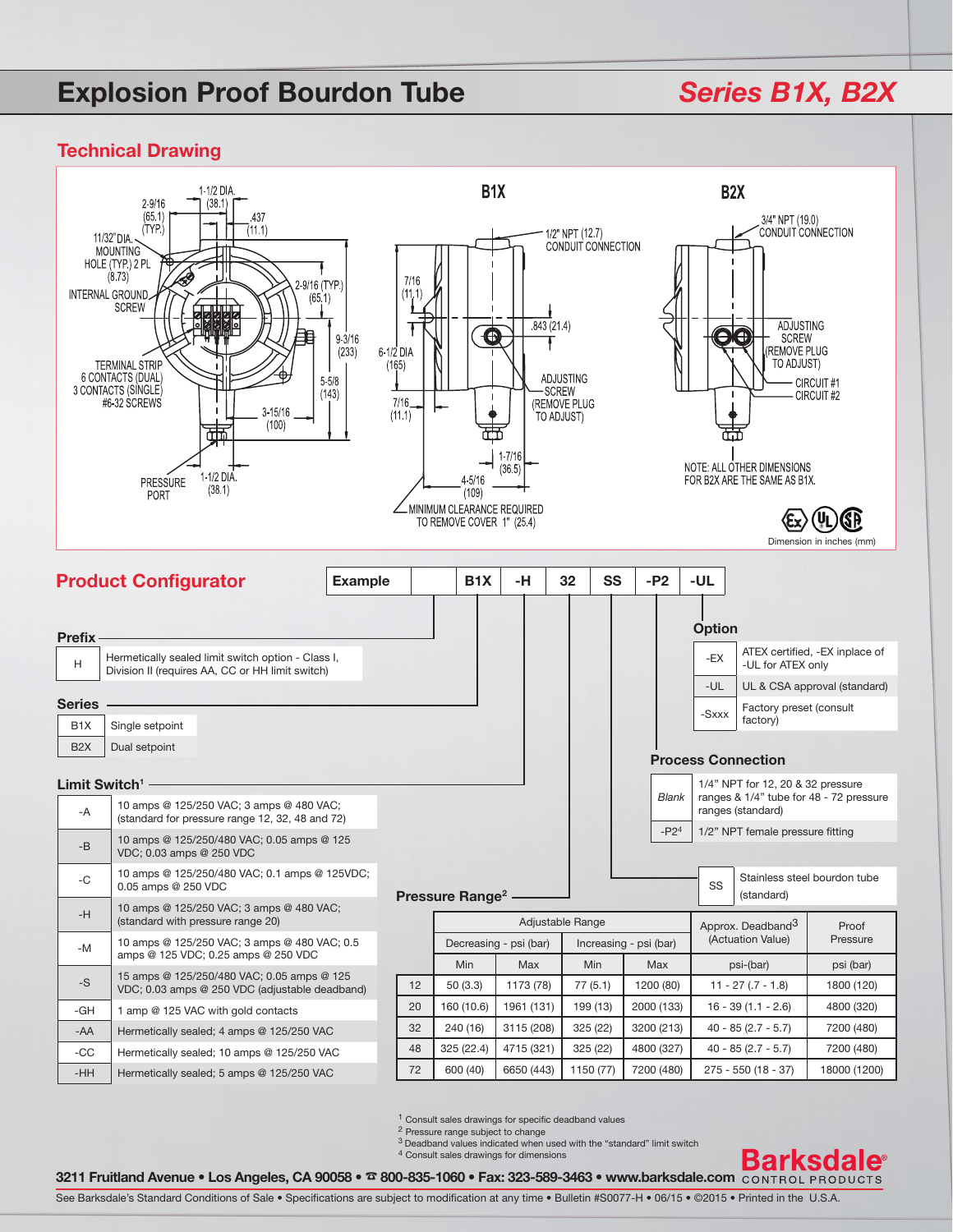# Explosion Proof Bourdon Tube

## Series B1X, B2X

## Technical Drawing

1-1/2 DIA. (38.1)
2-9/16 (65.1) (TYP.)
.437 (11.1)
11/32" DIA. MOUNTING HOLE (TYP.) 2 PL (8.73)
INTERNAL GROUND SCREW
2-9/16 (TYP.) (65.1)
9-3/16 (233)
5-5/8 (143)
TERMINAL STRIP 6 CONTACTS (DUAL) 3 CONTACTS (SINGLE) #6-32 SCREWS
3-15/16 (100)
PRESSURE PORT
1-1/2 DIA. (38.1)

B1X

1/2" NPT (12.7) CONDUIT CONNECTION
7/16 (11.1)
6-1/2 DIA (165)
.843 (21.4)
ADJUSTING SCREW (REMOVE PLUG TO ADJUST)
7/16 (11.1)
1-7/16 (36.5)
4-5/16 (109)
MINIMUM CLEARANCE REQUIRED TO REMOVE COVER 1" (25.4)

B2X

3/4" NPT (19.0) CONDUIT CONNECTION
ADJUSTING SCREW (REMOVE PLUG TO ADJUST)
CIRCUIT #1
CIRCUIT #2

NOTE: ALL OTHER DIMENSIONS FOR B2X ARE THE SAME AS B1X.

Dimension in inches (mm)

## Product Configurator

| Example | | B1X | -H | 32 | SS | -P2 | -UL |
|---|---|---|---|---|---|---|---|

### Prefix

| | |
|---|---|
| H | Hermetically sealed limit switch option - Class I, Division II (requires AA, CC or HH limit switch) |

### Series

| | |
|---|---|
| B1X | Single setpoint |
| B2X | Dual setpoint |

### Limit Switch[1]

| | |
|---|---|
| -A | 10 amps @ 125/250 VAC; 3 amps @ 480 VAC; (standard for pressure range 12, 32, 48 and 72) |
| -B | 10 amps @ 125/250/480 VAC; 0.05 amps @ 125 VDC; 0.03 amps @ 250 VDC |
| -C | 10 amps @ 125/250/480 VAC; 0.1 amps @ 125VDC; 0.05 amps @ 250 VDC |
| -H | 10 amps @ 125/250 VAC; 3 amps @ 480 VAC; (standard with pressure range 20) |
| -M | 10 amps @ 125/250 VAC; 3 amps @ 480 VAC; 0.5 amps @ 125 VDC; 0.25 amps @ 250 VDC |
| -S | 15 amps @ 125/250/480 VAC; 0.05 amps @ 125 VDC; 0.03 amps @ 250 VDC (adjustable deadband) |
| -GH | 1 amp @ 125 VAC with gold contacts |
| -AA | Hermetically sealed; 4 amps @ 125/250 VAC |
| -CC | Hermetically sealed; 10 amps @ 125/250 VAC |
| -HH | Hermetically sealed; 5 amps @ 125/250 VAC |

### Option

| | |
|---|---|
| -EX | ATEX certified, -EX inplace of -UL for ATEX only |
| -UL | UL & CSA approval (standard) |
| -Sxxx | Factory preset (consult factory) |

### Process Connection

| | |
|---|---|
| *Blank* | 1/4" NPT for 12, 20 & 32 pressure ranges & 1/4" tube for 48 - 72 pressure ranges (standard) |
| -P2[4] | 1/2" NPT female pressure fitting |

| | |
|---|---|
| SS | Stainless steel bourdon tube (standard) |

### Pressure Range[2]

| | Adjustable Range | | | | Approx. Deadband[3] (Actuation Value) | Proof Pressure |
|---|---|---|---|---|---|---|
| | Decreasing - psi (bar) | | Increasing - psi (bar) | | | |
| | Min | Max | Min | Max | psi-(bar) | psi (bar) |
| 12 | 50 (3.3) | 1173 (78) | 77 (5.1) | 1200 (80) | 11 - 27 (.7 - 1.8) | 1800 (120) |
| 20 | 160 (10.6) | 1961 (131) | 199 (13) | 2000 (133) | 16 - 39 (1.1 - 2.6) | 4800 (320) |
| 32 | 240 (16) | 3115 (208) | 325 (22) | 3200 (213) | 40 - 85 (2.7 - 5.7) | 7200 (480) |
| 48 | 325 (22.4) | 4715 (321) | 325 (22) | 4800 (327) | 40 - 85 (2.7 - 5.7) | 7200 (480) |
| 72 | 600 (40) | 6650 (443) | 1150 (77) | 7200 (480) | 275 - 550 (18 - 37) | 18000 (1200) |

[1] Consult sales drawings for specific deadband values
[2] Pressure range subject to change
[3] Deadband values indicated when used with the "standard" limit switch
[4] Consult sales drawings for dimensions

**3211 Fruitland Avenue • Los Angeles, CA 90058 • ☎ 800-835-1060 • Fax: 323-589-3463 • www.barksdale.com**

Barksdale® CONTROL PRODUCTS

See Barksdale's Standard Conditions of Sale • Specifications are subject to modification at any time • Bulletin #S0077-H • 06/15 • ©2015 • Printed in the U.S.A.